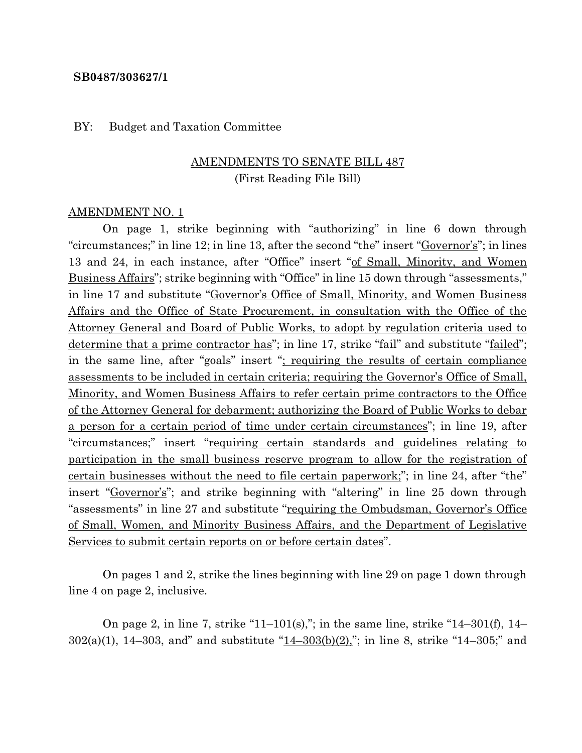**SB0487/303627/1**

BY: Budget and Taxation Committee

AMENDMENTS TO SENATE BILL 487
(First Reading File Bill)

AMENDMENT NO. 1

On page 1, strike beginning with "authorizing" in line 6 down through "circumstances;" in line 12; in line 13, after the second "the" insert "Governor's"; in lines 13 and 24, in each instance, after "Office" insert "of Small, Minority, and Women Business Affairs"; strike beginning with "Office" in line 15 down through "assessments," in line 17 and substitute "Governor's Office of Small, Minority, and Women Business Affairs and the Office of State Procurement, in consultation with the Office of the Attorney General and Board of Public Works, to adopt by regulation criteria used to determine that a prime contractor has"; in line 17, strike "fail" and substitute "failed"; in the same line, after "goals" insert "; requiring the results of certain compliance assessments to be included in certain criteria; requiring the Governor's Office of Small, Minority, and Women Business Affairs to refer certain prime contractors to the Office of the Attorney General for debarment; authorizing the Board of Public Works to debar a person for a certain period of time under certain circumstances"; in line 19, after "circumstances;" insert "requiring certain standards and guidelines relating to participation in the small business reserve program to allow for the registration of certain businesses without the need to file certain paperwork;"; in line 24, after "the" insert "Governor's"; and strike beginning with "altering" in line 25 down through "assessments" in line 27 and substitute "requiring the Ombudsman, Governor's Office of Small, Women, and Minority Business Affairs, and the Department of Legislative Services to submit certain reports on or before certain dates".

On pages 1 and 2, strike the lines beginning with line 29 on page 1 down through line 4 on page 2, inclusive.

On page 2, in line 7, strike "11–101(s),"; in the same line, strike "14–301(f), 14–302(a)(1), 14–303, and" and substitute "14–303(b)(2),"; in line 8, strike "14–305;" and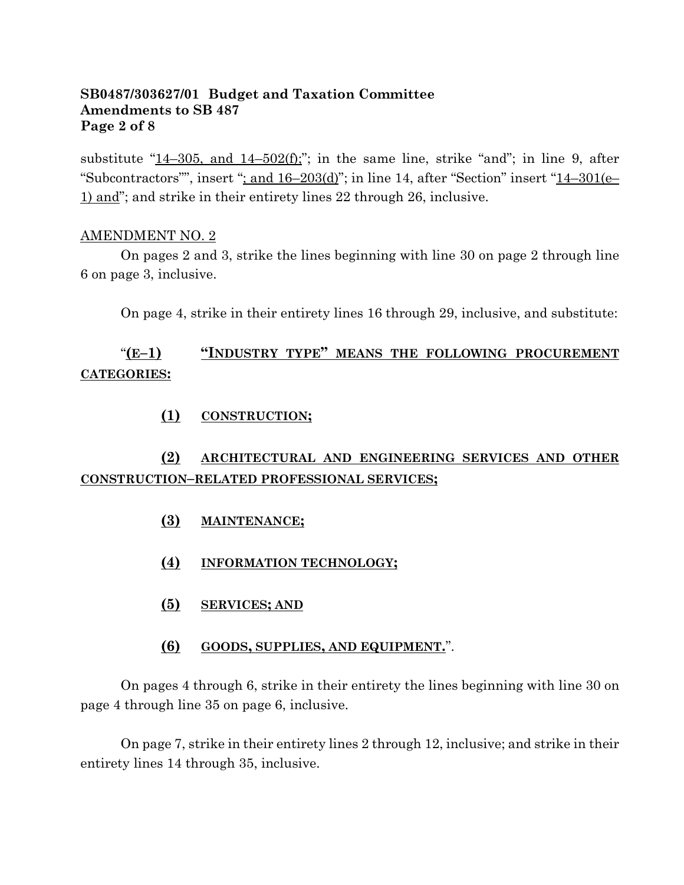substitute "<u>14–305, and 14–502(f);</u>"; in the same line, strike "and"; in line 9, after "Subcontractors"", insert "<u>; and 16–203(d)</u>"; in line 14, after "Section" insert "<u>14–301(e–1) and</u>"; and strike in their entirety lines 22 through 26, inclusive.

<u>AMENDMENT NO. 2</u>

On pages 2 and 3, strike the lines beginning with line 30 on page 2 through line 6 on page 3, inclusive.

On page 4, strike in their entirety lines 16 through 29, inclusive, and substitute:

"**<u>(E–1) "INDUSTRY TYPE" MEANS THE FOLLOWING PROCUREMENT CATEGORIES:</u>**

**<u>(1) CONSTRUCTION;</u>**

**<u>(2) ARCHITECTURAL AND ENGINEERING SERVICES AND OTHER CONSTRUCTION–RELATED PROFESSIONAL SERVICES;</u>**

**<u>(3) MAINTENANCE;</u>**

**<u>(4) INFORMATION TECHNOLOGY;</u>**

**<u>(5) SERVICES; AND</u>**

**<u>(6) GOODS, SUPPLIES, AND EQUIPMENT.</u>**".

On pages 4 through 6, strike in their entirety the lines beginning with line 30 on page 4 through line 35 on page 6, inclusive.

On page 7, strike in their entirety lines 2 through 12, inclusive; and strike in their entirety lines 14 through 35, inclusive.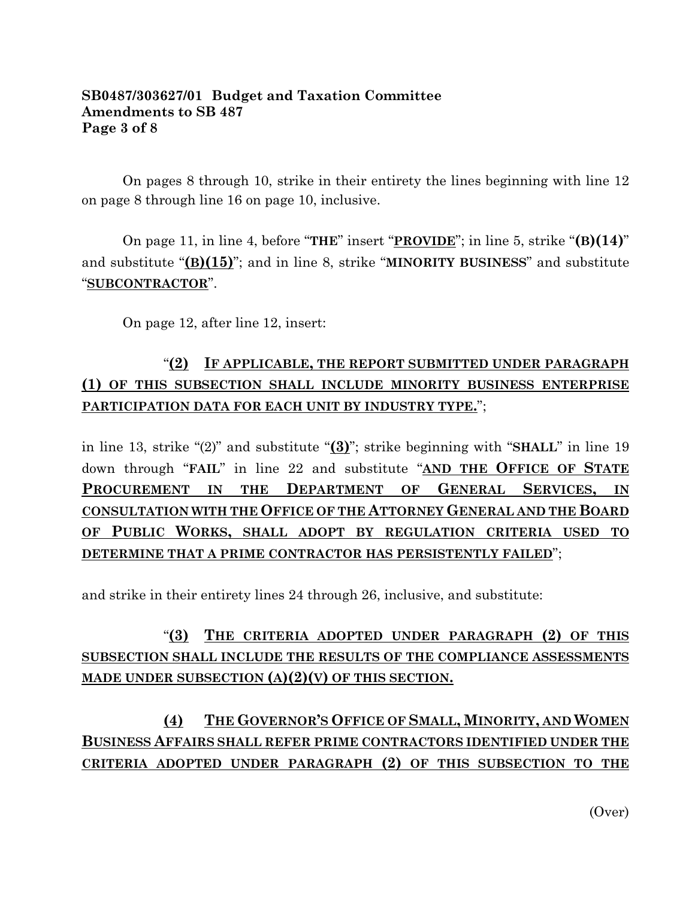On pages 8 through 10, strike in their entirety the lines beginning with line 12 on page 8 through line 16 on page 10, inclusive.

On page 11, in line 4, before "**THE**" insert "**PROVIDE**"; in line 5, strike "**(B)(14)**" and substitute "**(B)(15)**"; and in line 8, strike "**MINORITY BUSINESS**" and substitute "**SUBCONTRACTOR**".

On page 12, after line 12, insert:

"**(2) IF APPLICABLE, THE REPORT SUBMITTED UNDER PARAGRAPH (1) OF THIS SUBSECTION SHALL INCLUDE MINORITY BUSINESS ENTERPRISE PARTICIPATION DATA FOR EACH UNIT BY INDUSTRY TYPE.**";

in line 13, strike "(2)" and substitute "**(3)**"; strike beginning with "**SHALL**" in line 19 down through "**FAIL**" in line 22 and substitute "**AND THE OFFICE OF STATE PROCUREMENT IN THE DEPARTMENT OF GENERAL SERVICES, IN CONSULTATION WITH THE OFFICE OF THE ATTORNEY GENERAL AND THE BOARD OF PUBLIC WORKS, SHALL ADOPT BY REGULATION CRITERIA USED TO DETERMINE THAT A PRIME CONTRACTOR HAS PERSISTENTLY FAILED**";

and strike in their entirety lines 24 through 26, inclusive, and substitute:

"**(3) THE CRITERIA ADOPTED UNDER PARAGRAPH (2) OF THIS SUBSECTION SHALL INCLUDE THE RESULTS OF THE COMPLIANCE ASSESSMENTS MADE UNDER SUBSECTION (A)(2)(V) OF THIS SECTION.**

**(4) THE GOVERNOR'S OFFICE OF SMALL, MINORITY, AND WOMEN BUSINESS AFFAIRS SHALL REFER PRIME CONTRACTORS IDENTIFIED UNDER THE CRITERIA ADOPTED UNDER PARAGRAPH (2) OF THIS SUBSECTION TO THE**

(Over)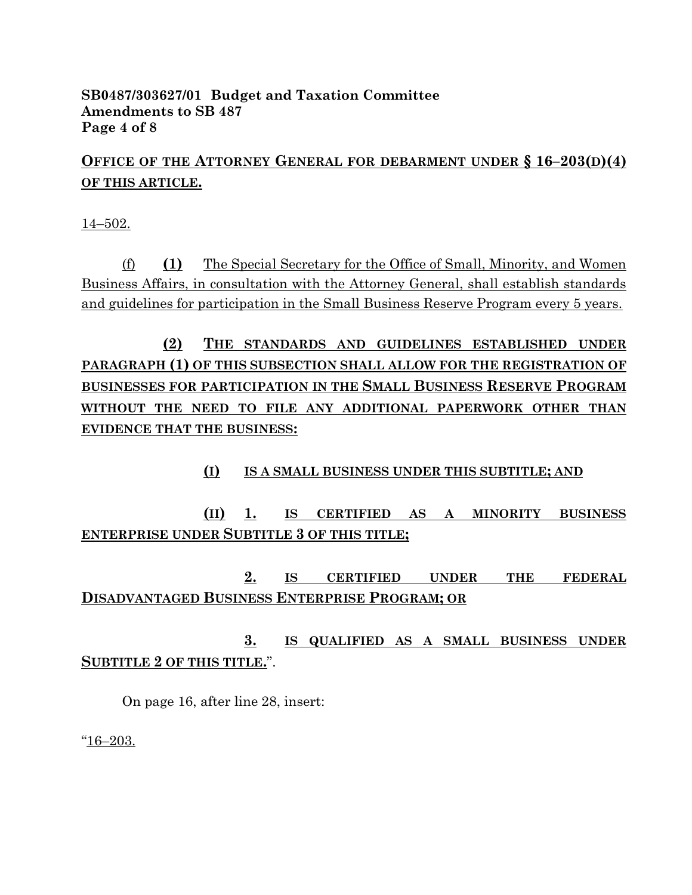**OFFICE OF THE ATTORNEY GENERAL FOR DEBARMENT UNDER § 16–203(D)(4) OF THIS ARTICLE.**

14–502.

(f) **(1)** The Special Secretary for the Office of Small, Minority, and Women Business Affairs, in consultation with the Attorney General, shall establish standards and guidelines for participation in the Small Business Reserve Program every 5 years.

**(2) THE STANDARDS AND GUIDELINES ESTABLISHED UNDER PARAGRAPH (1) OF THIS SUBSECTION SHALL ALLOW FOR THE REGISTRATION OF BUSINESSES FOR PARTICIPATION IN THE SMALL BUSINESS RESERVE PROGRAM WITHOUT THE NEED TO FILE ANY ADDITIONAL PAPERWORK OTHER THAN EVIDENCE THAT THE BUSINESS:**

**(I) IS A SMALL BUSINESS UNDER THIS SUBTITLE; AND**

**(II) 1. IS CERTIFIED AS A MINORITY BUSINESS ENTERPRISE UNDER SUBTITLE 3 OF THIS TITLE;**

**2. IS CERTIFIED UNDER THE FEDERAL DISADVANTAGED BUSINESS ENTERPRISE PROGRAM; OR**

**3. IS QUALIFIED AS A SMALL BUSINESS UNDER SUBTITLE 2 OF THIS TITLE.**".

On page 16, after line 28, insert:

"16–203.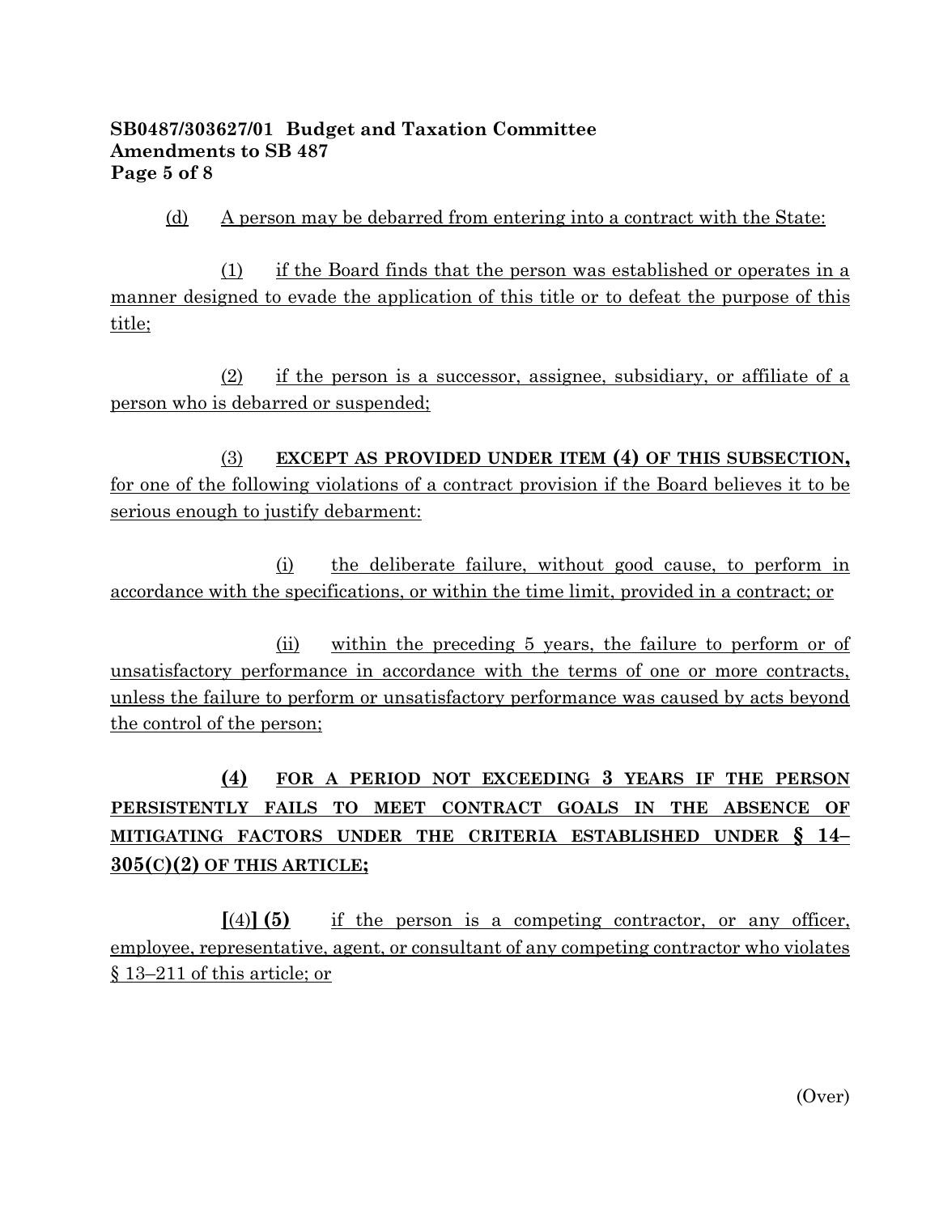**SB0487/303627/01 Budget and Taxation Committee**
**Amendments to SB 487**

(d) A person may be debarred from entering into a contract with the State:

(1) if the Board finds that the person was established or operates in a manner designed to evade the application of this title or to defeat the purpose of this title;

(2) if the person is a successor, assignee, subsidiary, or affiliate of a person who is debarred or suspended;

(3) **EXCEPT AS PROVIDED UNDER ITEM (4) OF THIS SUBSECTION,** for one of the following violations of a contract provision if the Board believes it to be serious enough to justify debarment:

(i) the deliberate failure, without good cause, to perform in accordance with the specifications, or within the time limit, provided in a contract; or

(ii) within the preceding 5 years, the failure to perform or of unsatisfactory performance in accordance with the terms of one or more contracts, unless the failure to perform or unsatisfactory performance was caused by acts beyond the control of the person;

**(4) FOR A PERIOD NOT EXCEEDING 3 YEARS IF THE PERSON PERSISTENTLY FAILS TO MEET CONTRACT GOALS IN THE ABSENCE OF MITIGATING FACTORS UNDER THE CRITERIA ESTABLISHED UNDER § 14–305(C)(2) OF THIS ARTICLE;**

**[**(4)**] (5)** if the person is a competing contractor, or any officer, employee, representative, agent, or consultant of any competing contractor who violates § 13–211 of this article; or

(Over)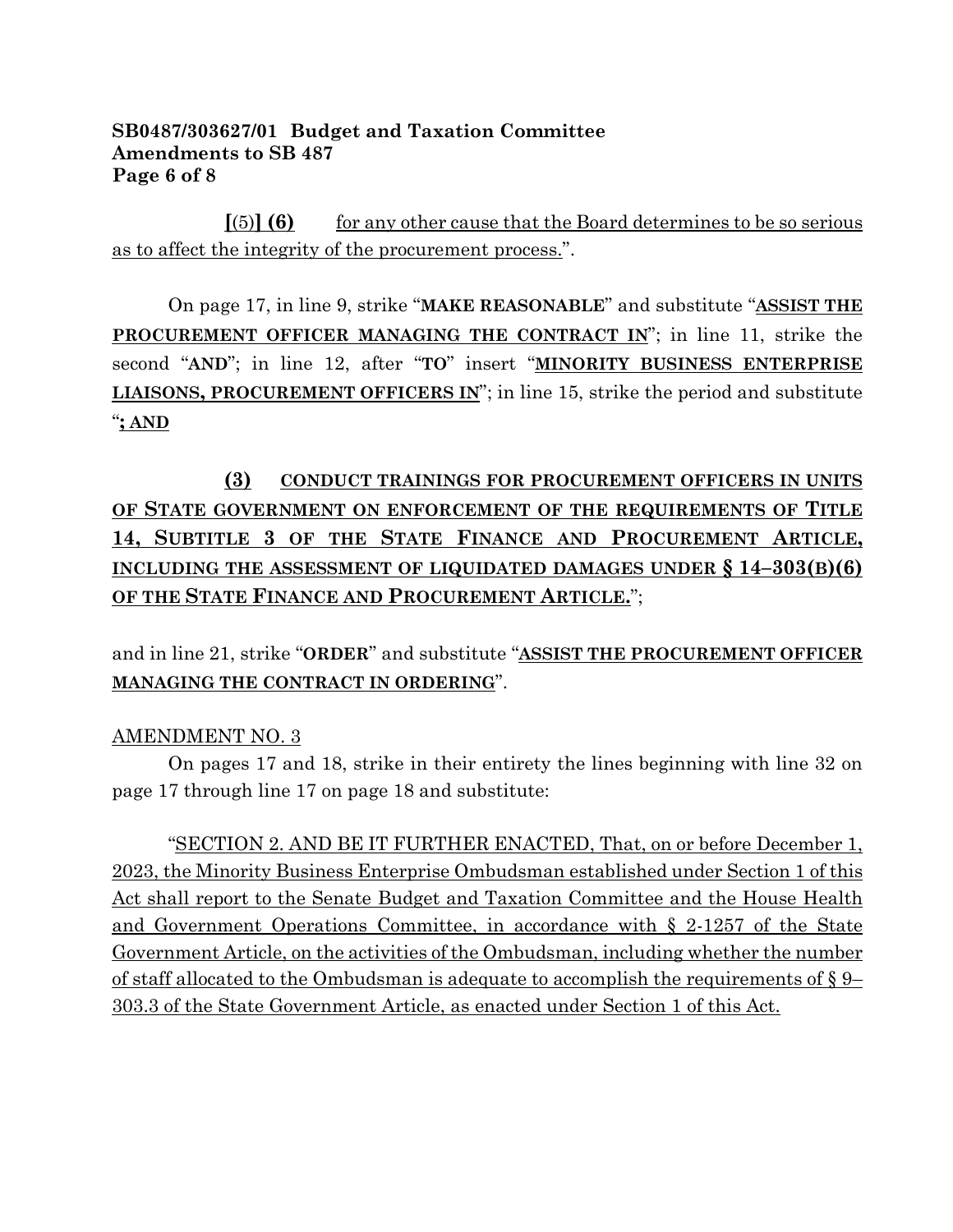**[**(5)**] (6)** for any other cause that the Board determines to be so serious as to affect the integrity of the procurement process.".

On page 17, in line 9, strike "**MAKE REASONABLE**" and substitute "**ASSIST THE PROCUREMENT OFFICER MANAGING THE CONTRACT IN**"; in line 11, strike the second "**AND**"; in line 12, after "**TO**" insert "**MINORITY BUSINESS ENTERPRISE LIAISONS, PROCUREMENT OFFICERS IN**"; in line 15, strike the period and substitute "**; AND**

**(3) CONDUCT TRAININGS FOR PROCUREMENT OFFICERS IN UNITS OF STATE GOVERNMENT ON ENFORCEMENT OF THE REQUIREMENTS OF TITLE 14, SUBTITLE 3 OF THE STATE FINANCE AND PROCUREMENT ARTICLE, INCLUDING THE ASSESSMENT OF LIQUIDATED DAMAGES UNDER § 14–303(B)(6) OF THE STATE FINANCE AND PROCUREMENT ARTICLE.**";

and in line 21, strike "**ORDER**" and substitute "**ASSIST THE PROCUREMENT OFFICER MANAGING THE CONTRACT IN ORDERING**".

AMENDMENT NO. 3

On pages 17 and 18, strike in their entirety the lines beginning with line 32 on page 17 through line 17 on page 18 and substitute:

"SECTION 2. AND BE IT FURTHER ENACTED, That, on or before December 1, 2023, the Minority Business Enterprise Ombudsman established under Section 1 of this Act shall report to the Senate Budget and Taxation Committee and the House Health and Government Operations Committee, in accordance with § 2-1257 of the State Government Article, on the activities of the Ombudsman, including whether the number of staff allocated to the Ombudsman is adequate to accomplish the requirements of § 9–303.3 of the State Government Article, as enacted under Section 1 of this Act.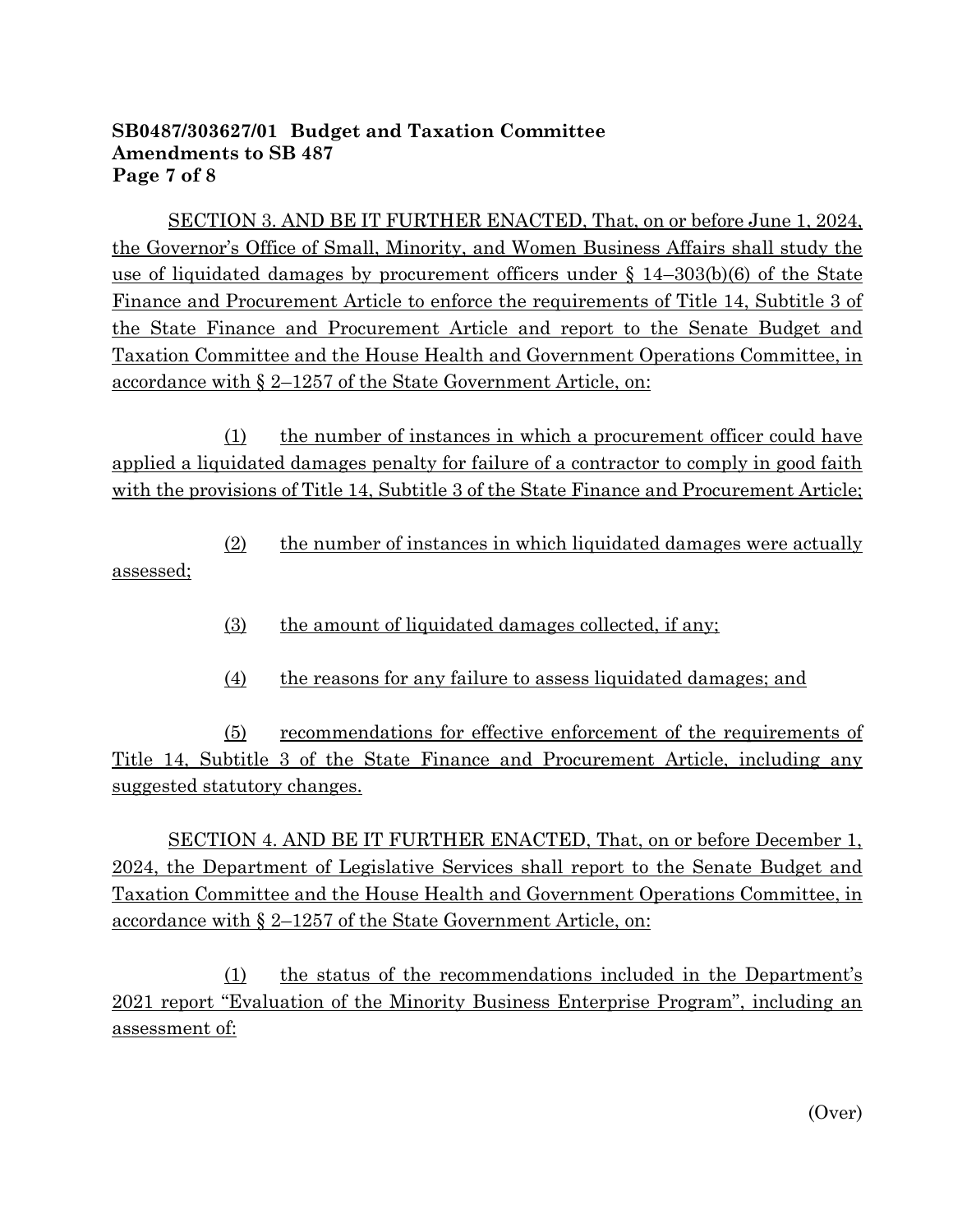SECTION 3. AND BE IT FURTHER ENACTED, That, on or before June 1, 2024, the Governor's Office of Small, Minority, and Women Business Affairs shall study the use of liquidated damages by procurement officers under § 14–303(b)(6) of the State Finance and Procurement Article to enforce the requirements of Title 14, Subtitle 3 of the State Finance and Procurement Article and report to the Senate Budget and Taxation Committee and the House Health and Government Operations Committee, in accordance with § 2–1257 of the State Government Article, on:

(1) the number of instances in which a procurement officer could have applied a liquidated damages penalty for failure of a contractor to comply in good faith with the provisions of Title 14, Subtitle 3 of the State Finance and Procurement Article;

(2) the number of instances in which liquidated damages were actually assessed;

(3) the amount of liquidated damages collected, if any;

(4) the reasons for any failure to assess liquidated damages; and

(5) recommendations for effective enforcement of the requirements of Title 14, Subtitle 3 of the State Finance and Procurement Article, including any suggested statutory changes.

SECTION 4. AND BE IT FURTHER ENACTED, That, on or before December 1, 2024, the Department of Legislative Services shall report to the Senate Budget and Taxation Committee and the House Health and Government Operations Committee, in accordance with § 2–1257 of the State Government Article, on:

(1) the status of the recommendations included in the Department's 2021 report "Evaluation of the Minority Business Enterprise Program", including an assessment of:

(Over)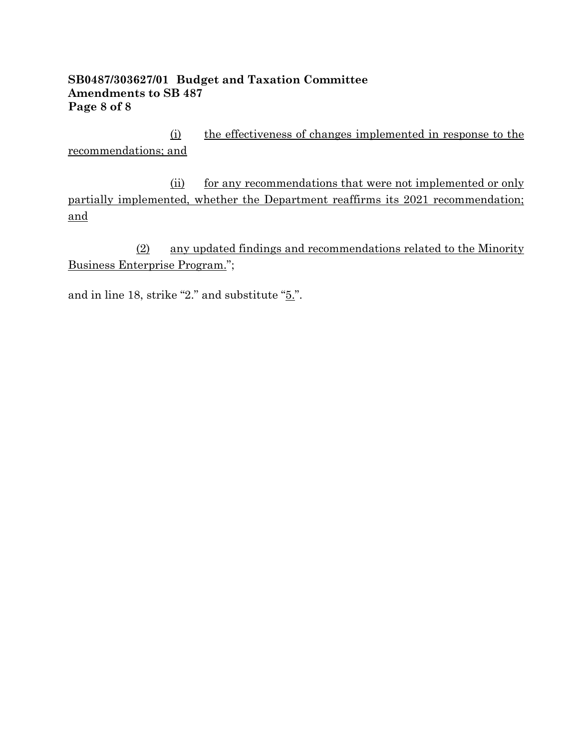(i) the effectiveness of changes implemented in response to the recommendations; and

(ii) for any recommendations that were not implemented or only partially implemented, whether the Department reaffirms its 2021 recommendation; and

(2) any updated findings and recommendations related to the Minority Business Enterprise Program.";

and in line 18, strike "2." and substitute "5.".